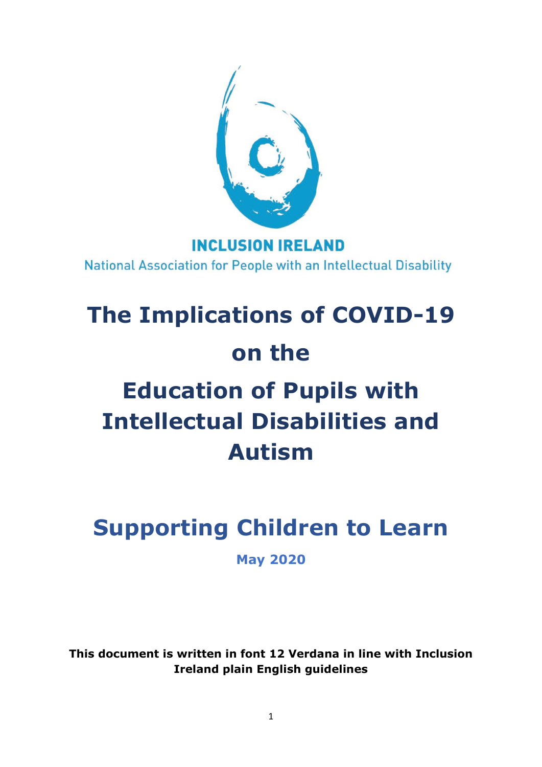INCLUSION IRELAND

National Association for People with an Intellectual Disability

# The Implications of COVID-19 on the Education of Pupils with Intellectual Disabilities and Autism

## Supporting Children to Learn

**May 2020**

**This document is written in font 12 Verdana in line with Inclusion Ireland plain English guidelines**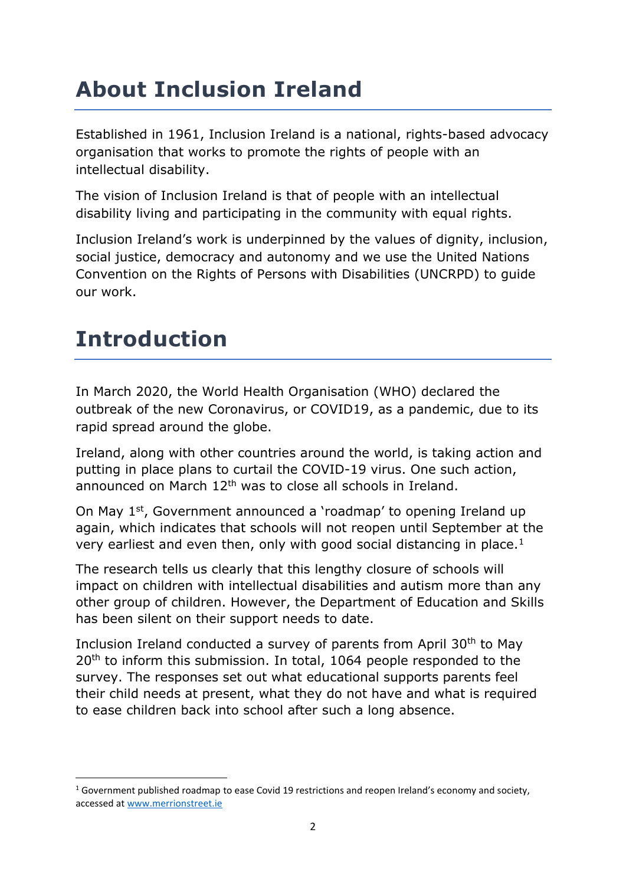# About Inclusion Ireland

Established in 1961, Inclusion Ireland is a national, rights-based advocacy organisation that works to promote the rights of people with an intellectual disability.

The vision of Inclusion Ireland is that of people with an intellectual disability living and participating in the community with equal rights.

Inclusion Ireland's work is underpinned by the values of dignity, inclusion, social justice, democracy and autonomy and we use the United Nations Convention on the Rights of Persons with Disabilities (UNCRPD) to guide our work.

# Introduction

In March 2020, the World Health Organisation (WHO) declared the outbreak of the new Coronavirus, or COVID19, as a pandemic, due to its rapid spread around the globe.

Ireland, along with other countries around the world, is taking action and putting in place plans to curtail the COVID-19 virus. One such action, announced on March 12th was to close all schools in Ireland.

On May 1st, Government announced a 'roadmap' to opening Ireland up again, which indicates that schools will not reopen until September at the very earliest and even then, only with good social distancing in place.[1]

The research tells us clearly that this lengthy closure of schools will impact on children with intellectual disabilities and autism more than any other group of children. However, the Department of Education and Skills has been silent on their support needs to date.

Inclusion Ireland conducted a survey of parents from April 30th to May 20th to inform this submission. In total, 1064 people responded to the survey. The responses set out what educational supports parents feel their child needs at present, what they do not have and what is required to ease children back into school after such a long absence.

---

[1] Government published roadmap to ease Covid 19 restrictions and reopen Ireland's economy and society, accessed at www.merrionstreet.ie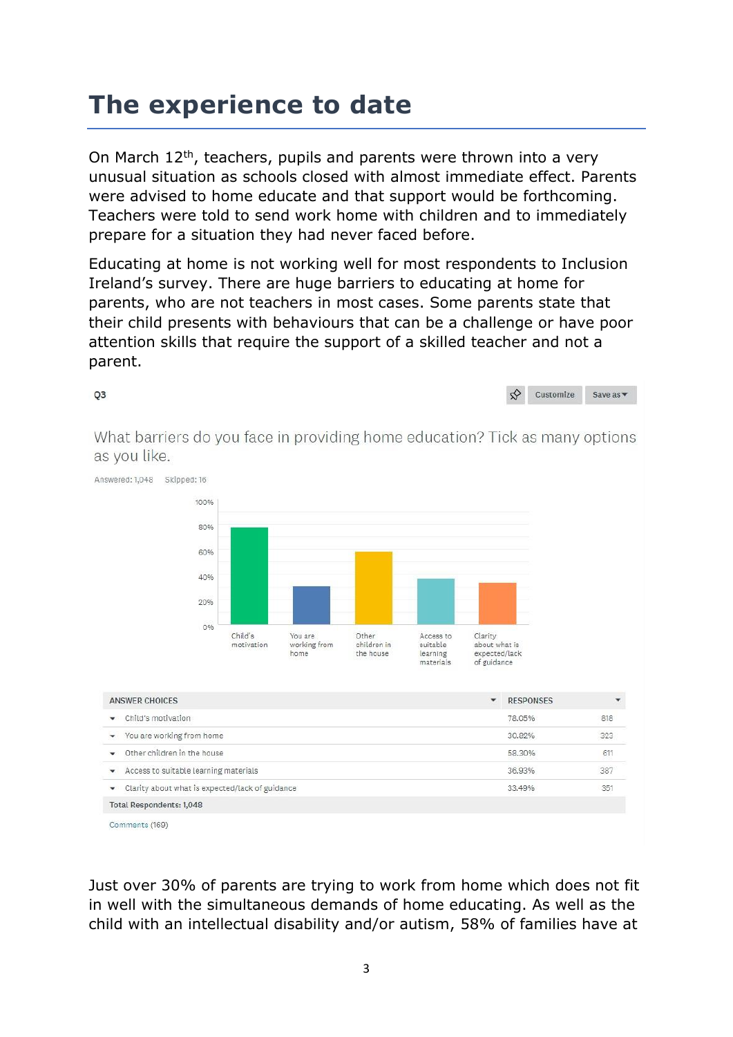# The experience to date

On March 12th, teachers, pupils and parents were thrown into a very unusual situation as schools closed with almost immediate effect. Parents were advised to home educate and that support would be forthcoming. Teachers were told to send work home with children and to immediately prepare for a situation they had never faced before.

Educating at home is not working well for most respondents to Inclusion Ireland's survey. There are huge barriers to educating at home for parents, who are not teachers in most cases. Some parents state that their child presents with behaviours that can be a challenge or have poor attention skills that require the support of a skilled teacher and not a parent.

Q3

What barriers do you face in providing home education? Tick as many options as you like.

Answered: 1,048 Skipped: 16

| ANSWER CHOICES | RESPONSES | |
|---|---|---|
| Child's motivation | 78.05% | 818 |
| You are working from home | 30.82% | 323 |
| Other children in the house | 58.30% | 611 |
| Access to suitable learning materials | 36.93% | 387 |
| Clarity about what is expected/lack of guidance | 33.49% | 351 |
| Total Respondents: 1,048 | | |

Comments (169)

Just over 30% of parents are trying to work from home which does not fit in well with the simultaneous demands of home educating. As well as the child with an intellectual disability and/or autism, 58% of families have at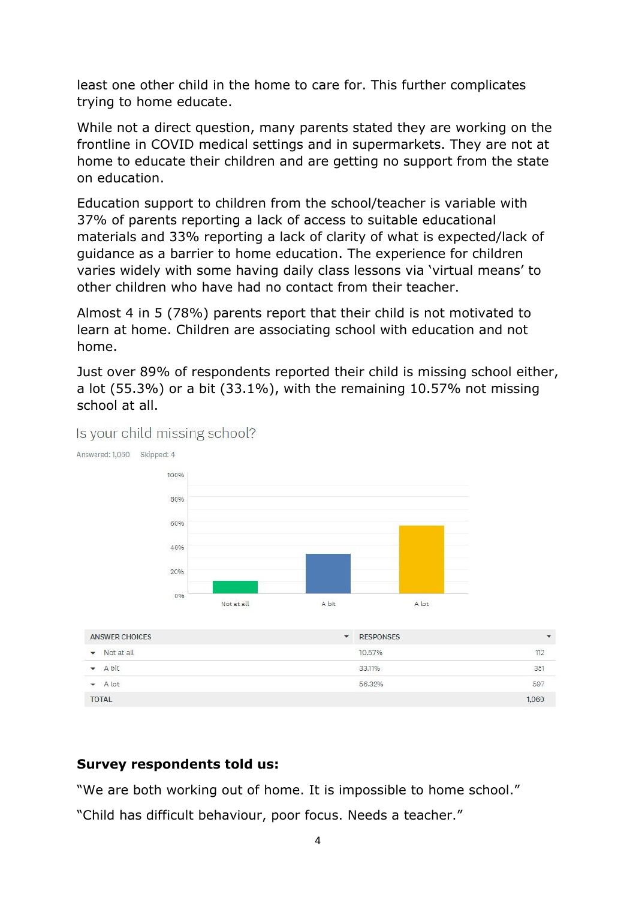least one other child in the home to care for. This further complicates trying to home educate.

While not a direct question, many parents stated they are working on the frontline in COVID medical settings and in supermarkets. They are not at home to educate their children and are getting no support from the state on education.

Education support to children from the school/teacher is variable with 37% of parents reporting a lack of access to suitable educational materials and 33% reporting a lack of clarity of what is expected/lack of guidance as a barrier to home education. The experience for children varies widely with some having daily class lessons via 'virtual means' to other children who have had no contact from their teacher.

Almost 4 in 5 (78%) parents report that their child is not motivated to learn at home. Children are associating school with education and not home.

Just over 89% of respondents reported their child is missing school either, a lot (55.3%) or a bit (33.1%), with the remaining 10.57% not missing school at all.

Is your child missing school?

Answered: 1,060 Skipped: 4

| ANSWER CHOICES | RESPONSES | |
|---|---|---|
| Not at all | 10.57% | 112 |
| A bit | 33.11% | 351 |
| A lot | 56.32% | 597 |
| TOTAL | | 1,060 |

**Survey respondents told us:**

"We are both working out of home. It is impossible to home school."

"Child has difficult behaviour, poor focus. Needs a teacher."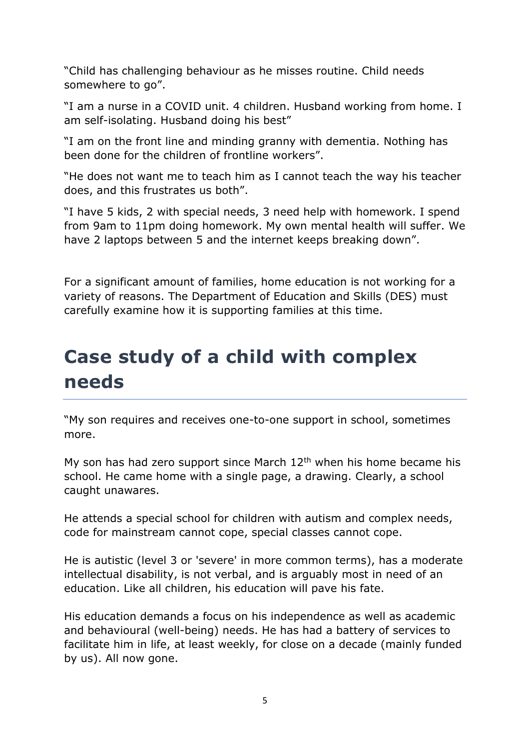"Child has challenging behaviour as he misses routine. Child needs somewhere to go".

"I am a nurse in a COVID unit. 4 children. Husband working from home. I am self-isolating. Husband doing his best"

"I am on the front line and minding granny with dementia. Nothing has been done for the children of frontline workers".

"He does not want me to teach him as I cannot teach the way his teacher does, and this frustrates us both".

"I have 5 kids, 2 with special needs, 3 need help with homework. I spend from 9am to 11pm doing homework. My own mental health will suffer. We have 2 laptops between 5 and the internet keeps breaking down".

For a significant amount of families, home education is not working for a variety of reasons. The Department of Education and Skills (DES) must carefully examine how it is supporting families at this time.

## Case study of a child with complex needs

"My son requires and receives one-to-one support in school, sometimes more.

My son has had zero support since March 12th when his home became his school. He came home with a single page, a drawing. Clearly, a school caught unawares.

He attends a special school for children with autism and complex needs, code for mainstream cannot cope, special classes cannot cope.

He is autistic (level 3 or 'severe' in more common terms), has a moderate intellectual disability, is not verbal, and is arguably most in need of an education. Like all children, his education will pave his fate.

His education demands a focus on his independence as well as academic and behavioural (well-being) needs. He has had a battery of services to facilitate him in life, at least weekly, for close on a decade (mainly funded by us). All now gone.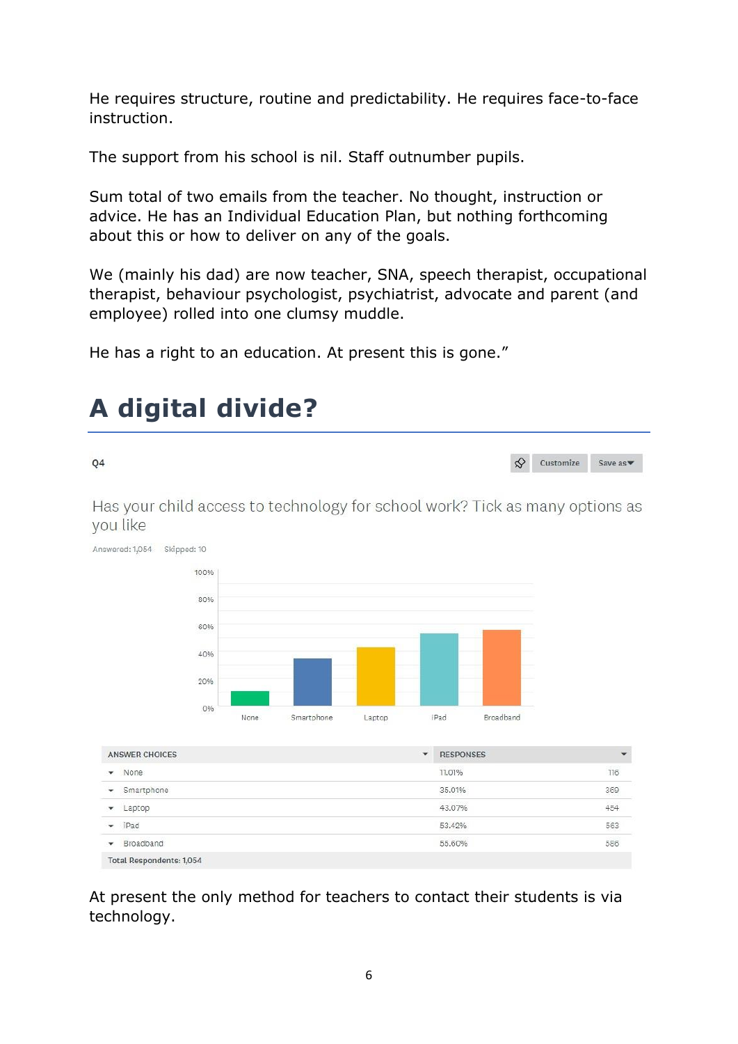He requires structure, routine and predictability. He requires face-to-face instruction.

The support from his school is nil. Staff outnumber pupils.

Sum total of two emails from the teacher. No thought, instruction or advice. He has an Individual Education Plan, but nothing forthcoming about this or how to deliver on any of the goals.

We (mainly his dad) are now teacher, SNA, speech therapist, occupational therapist, behaviour psychologist, psychiatrist, advocate and parent (and employee) rolled into one clumsy muddle.

He has a right to an education. At present this is gone."

# A digital divide?

Q4

Has your child access to technology for school work? Tick as many options as you like

Answered: 1,054 Skipped: 10

| ANSWER CHOICES | RESPONSES | |
|---|---|---|
| None | 11.01% | 116 |
| Smartphone | 35.01% | 369 |
| Laptop | 43.07% | 454 |
| iPad | 53.42% | 563 |
| Broadband | 55.60% | 586 |
| Total Respondents: 1,054 | | |

At present the only method for teachers to contact their students is via technology.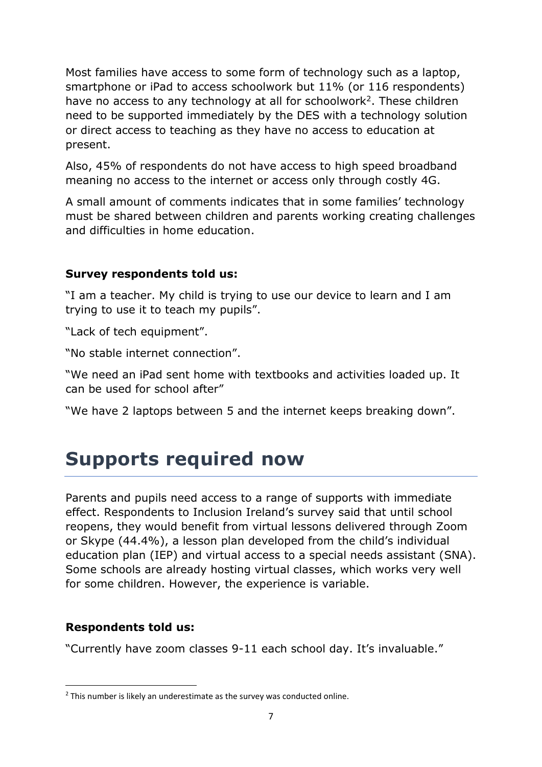Most families have access to some form of technology such as a laptop, smartphone or iPad to access schoolwork but 11% (or 116 respondents) have no access to any technology at all for schoolwork[2]. These children need to be supported immediately by the DES with a technology solution or direct access to teaching as they have no access to education at present.

Also, 45% of respondents do not have access to high speed broadband meaning no access to the internet or access only through costly 4G.

A small amount of comments indicates that in some families' technology must be shared between children and parents working creating challenges and difficulties in home education.

**Survey respondents told us:**

"I am a teacher. My child is trying to use our device to learn and I am trying to use it to teach my pupils".

"Lack of tech equipment".

"No stable internet connection".

"We need an iPad sent home with textbooks and activities loaded up. It can be used for school after"

"We have 2 laptops between 5 and the internet keeps breaking down".

# Supports required now

Parents and pupils need access to a range of supports with immediate effect. Respondents to Inclusion Ireland's survey said that until school reopens, they would benefit from virtual lessons delivered through Zoom or Skype (44.4%), a lesson plan developed from the child's individual education plan (IEP) and virtual access to a special needs assistant (SNA). Some schools are already hosting virtual classes, which works very well for some children. However, the experience is variable.

**Respondents told us:**

"Currently have zoom classes 9-11 each school day. It's invaluable."

[2] This number is likely an underestimate as the survey was conducted online.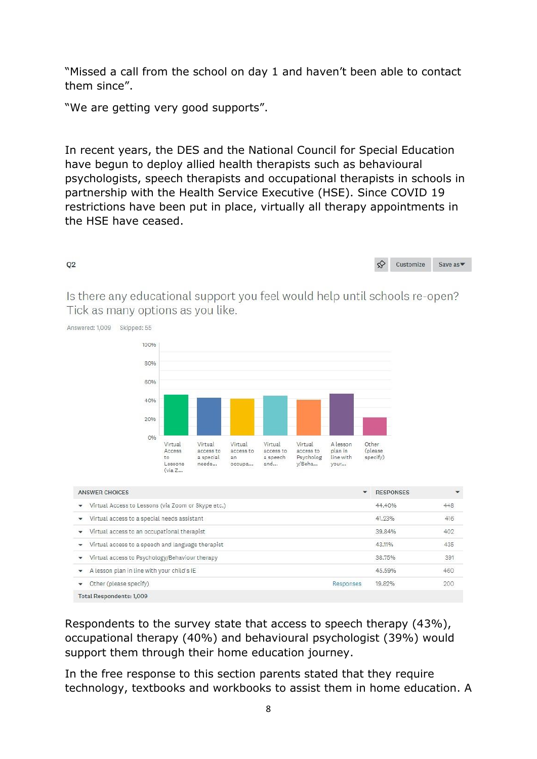"Missed a call from the school on day 1 and haven't been able to contact them since".

"We are getting very good supports".

In recent years, the DES and the National Council for Special Education have begun to deploy allied health therapists such as behavioural psychologists, speech therapists and occupational therapists in schools in partnership with the Health Service Executive (HSE). Since COVID 19 restrictions have been put in place, virtually all therapy appointments in the HSE have ceased.

Q2

Is there any educational support you feel would help until schools re-open? Tick as many options as you like.

Answered: 1,009 Skipped: 55

| ANSWER CHOICES | RESPONSES | |
|---|---|---|
| Virtual Access to Lessons (via Zoom or Skype etc.) | 44.40% | 448 |
| Virtual access to a special needs assistant | 41.23% | 416 |
| Virtual access to an occupational therapist | 39.84% | 402 |
| Virtual access to a speech and language therapist | 43.11% | 435 |
| Virtual access to Psychology/Behaviour therapy | 38.75% | 391 |
| A lesson plan in line with your child's IE | 45.59% | 460 |
| Other (please specify) | 19.82% | 200 |
| Total Respondents: 1,009 | | |

Respondents to the survey state that access to speech therapy (43%), occupational therapy (40%) and behavioural psychologist (39%) would support them through their home education journey.

In the free response to this section parents stated that they require technology, textbooks and workbooks to assist them in home education. A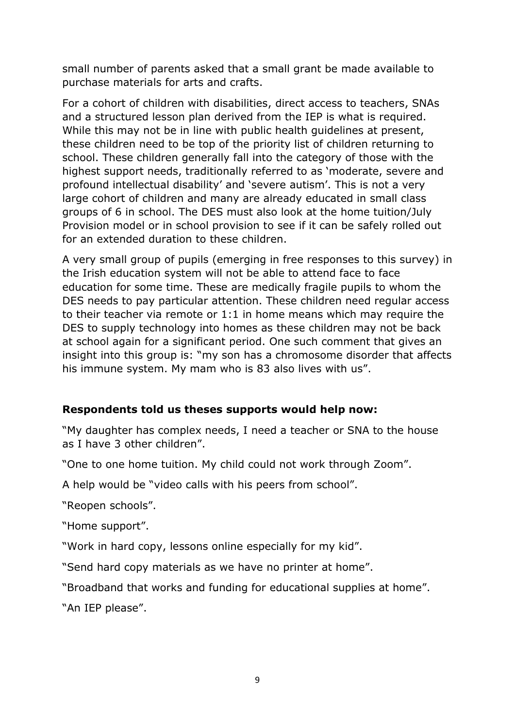small number of parents asked that a small grant be made available to purchase materials for arts and crafts.

For a cohort of children with disabilities, direct access to teachers, SNAs and a structured lesson plan derived from the IEP is what is required. While this may not be in line with public health guidelines at present, these children need to be top of the priority list of children returning to school. These children generally fall into the category of those with the highest support needs, traditionally referred to as 'moderate, severe and profound intellectual disability' and 'severe autism'. This is not a very large cohort of children and many are already educated in small class groups of 6 in school. The DES must also look at the home tuition/July Provision model or in school provision to see if it can be safely rolled out for an extended duration to these children.

A very small group of pupils (emerging in free responses to this survey) in the Irish education system will not be able to attend face to face education for some time. These are medically fragile pupils to whom the DES needs to pay particular attention. These children need regular access to their teacher via remote or 1:1 in home means which may require the DES to supply technology into homes as these children may not be back at school again for a significant period. One such comment that gives an insight into this group is: "my son has a chromosome disorder that affects his immune system. My mam who is 83 also lives with us".

**Respondents told us theses supports would help now:**

"My daughter has complex needs, I need a teacher or SNA to the house as I have 3 other children".

"One to one home tuition. My child could not work through Zoom".

A help would be "video calls with his peers from school".

"Reopen schools".

"Home support".

"Work in hard copy, lessons online especially for my kid".

"Send hard copy materials as we have no printer at home".

"Broadband that works and funding for educational supplies at home".

"An IEP please".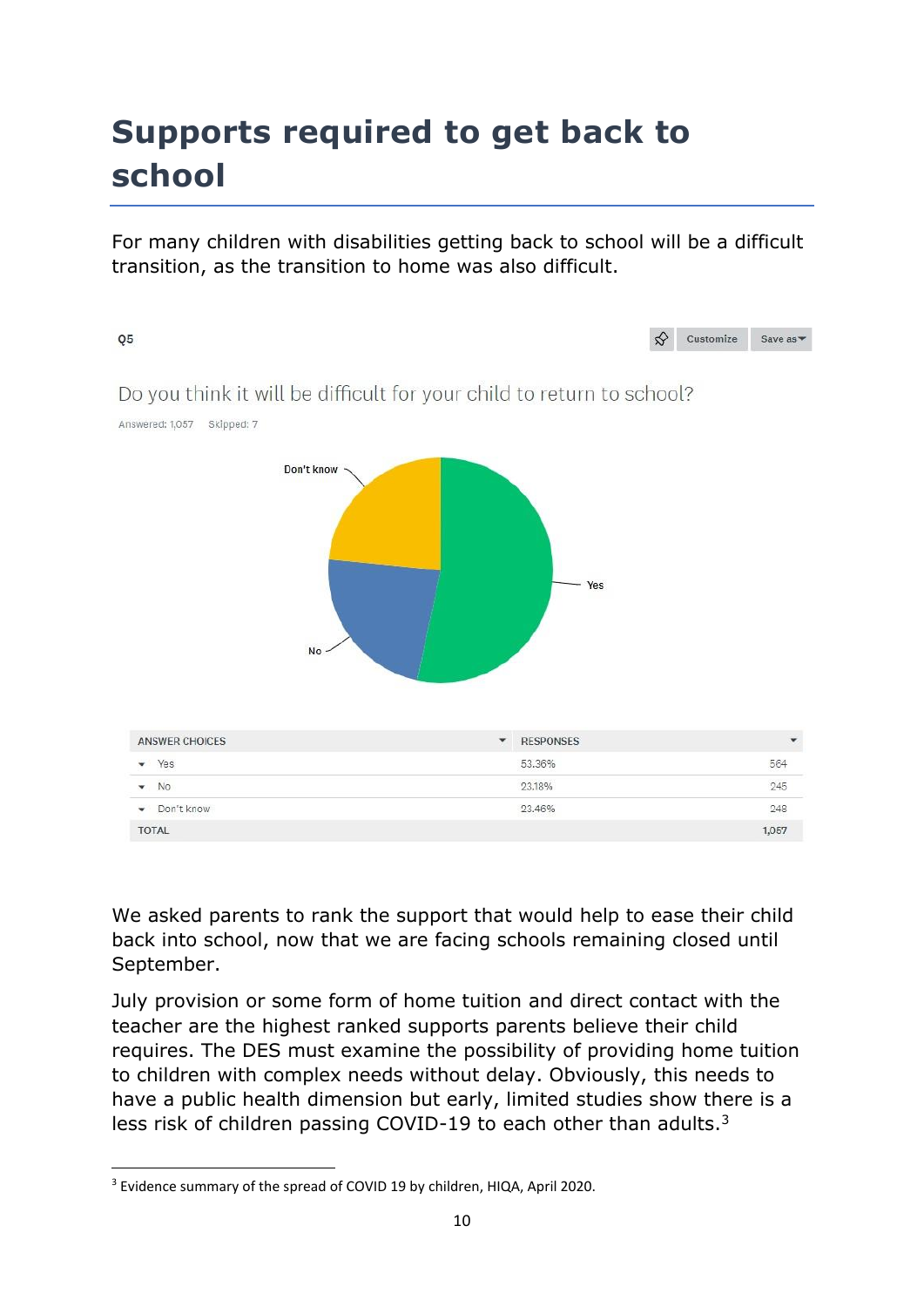# Supports required to get back to school

For many children with disabilities getting back to school will be a difficult transition, as the transition to home was also difficult.

Q5

Do you think it will be difficult for your child to return to school?

Answered: 1,057 Skipped: 7

| ANSWER CHOICES | RESPONSES | |
|---|---|---|
| Yes | 53.36% | 564 |
| No | 23.18% | 245 |
| Don't know | 23.46% | 248 |
| TOTAL | | 1,057 |

We asked parents to rank the support that would help to ease their child back into school, now that we are facing schools remaining closed until September.

July provision or some form of home tuition and direct contact with the teacher are the highest ranked supports parents believe their child requires. The DES must examine the possibility of providing home tuition to children with complex needs without delay. Obviously, this needs to have a public health dimension but early, limited studies show there is a less risk of children passing COVID-19 to each other than adults.[3]

[3] Evidence summary of the spread of COVID 19 by children, HIQA, April 2020.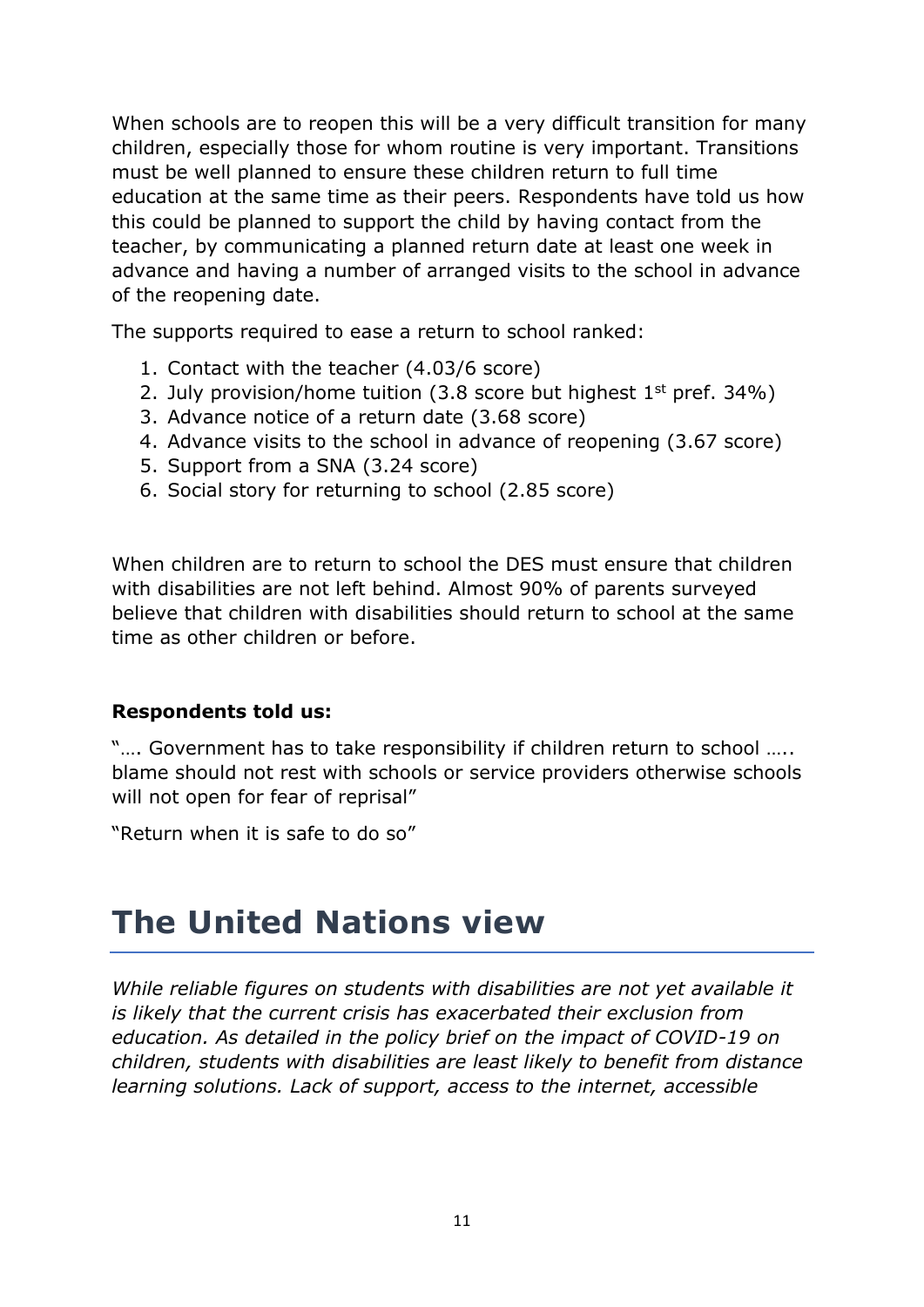When schools are to reopen this will be a very difficult transition for many children, especially those for whom routine is very important. Transitions must be well planned to ensure these children return to full time education at the same time as their peers. Respondents have told us how this could be planned to support the child by having contact from the teacher, by communicating a planned return date at least one week in advance and having a number of arranged visits to the school in advance of the reopening date.

The supports required to ease a return to school ranked:

1. Contact with the teacher (4.03/6 score)
2. July provision/home tuition (3.8 score but highest 1st pref. 34%)
3. Advance notice of a return date (3.68 score)
4. Advance visits to the school in advance of reopening (3.67 score)
5. Support from a SNA (3.24 score)
6. Social story for returning to school (2.85 score)

When children are to return to school the DES must ensure that children with disabilities are not left behind. Almost 90% of parents surveyed believe that children with disabilities should return to school at the same time as other children or before.

**Respondents told us:**

"…. Government has to take responsibility if children return to school ….. blame should not rest with schools or service providers otherwise schools will not open for fear of reprisal"

"Return when it is safe to do so"

# The United Nations view

*While reliable figures on students with disabilities are not yet available it is likely that the current crisis has exacerbated their exclusion from education. As detailed in the policy brief on the impact of COVID-19 on children, students with disabilities are least likely to benefit from distance learning solutions. Lack of support, access to the internet, accessible*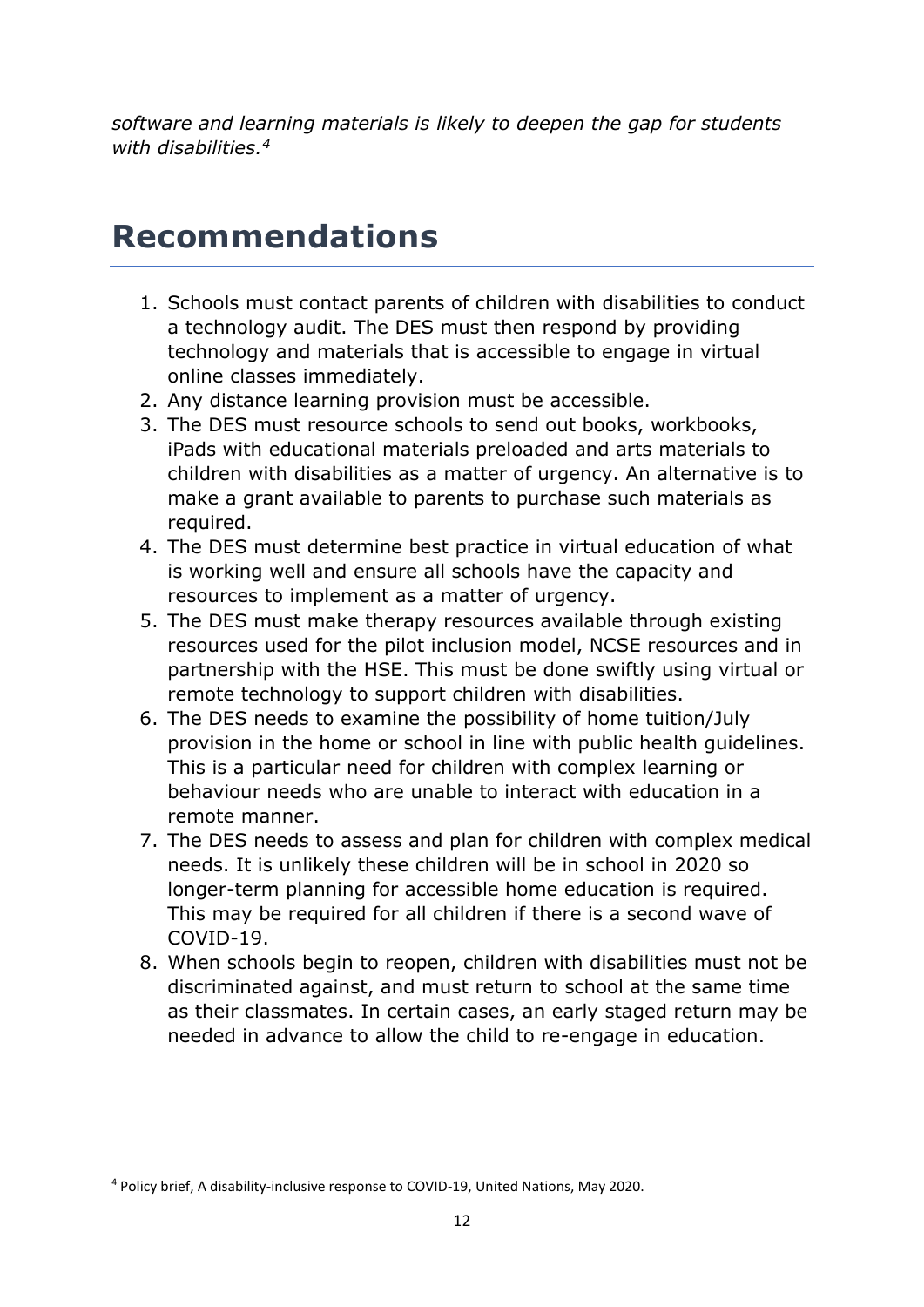*software and learning materials is likely to deepen the gap for students with disabilities.*[4]

# Recommendations

1. Schools must contact parents of children with disabilities to conduct a technology audit. The DES must then respond by providing technology and materials that is accessible to engage in virtual online classes immediately.
2. Any distance learning provision must be accessible.
3. The DES must resource schools to send out books, workbooks, iPads with educational materials preloaded and arts materials to children with disabilities as a matter of urgency. An alternative is to make a grant available to parents to purchase such materials as required.
4. The DES must determine best practice in virtual education of what is working well and ensure all schools have the capacity and resources to implement as a matter of urgency.
5. The DES must make therapy resources available through existing resources used for the pilot inclusion model, NCSE resources and in partnership with the HSE. This must be done swiftly using virtual or remote technology to support children with disabilities.
6. The DES needs to examine the possibility of home tuition/July provision in the home or school in line with public health guidelines. This is a particular need for children with complex learning or behaviour needs who are unable to interact with education in a remote manner.
7. The DES needs to assess and plan for children with complex medical needs. It is unlikely these children will be in school in 2020 so longer-term planning for accessible home education is required. This may be required for all children if there is a second wave of COVID-19.
8. When schools begin to reopen, children with disabilities must not be discriminated against, and must return to school at the same time as their classmates. In certain cases, an early staged return may be needed in advance to allow the child to re-engage in education.

---

[4] Policy brief, A disability-inclusive response to COVID-19, United Nations, May 2020.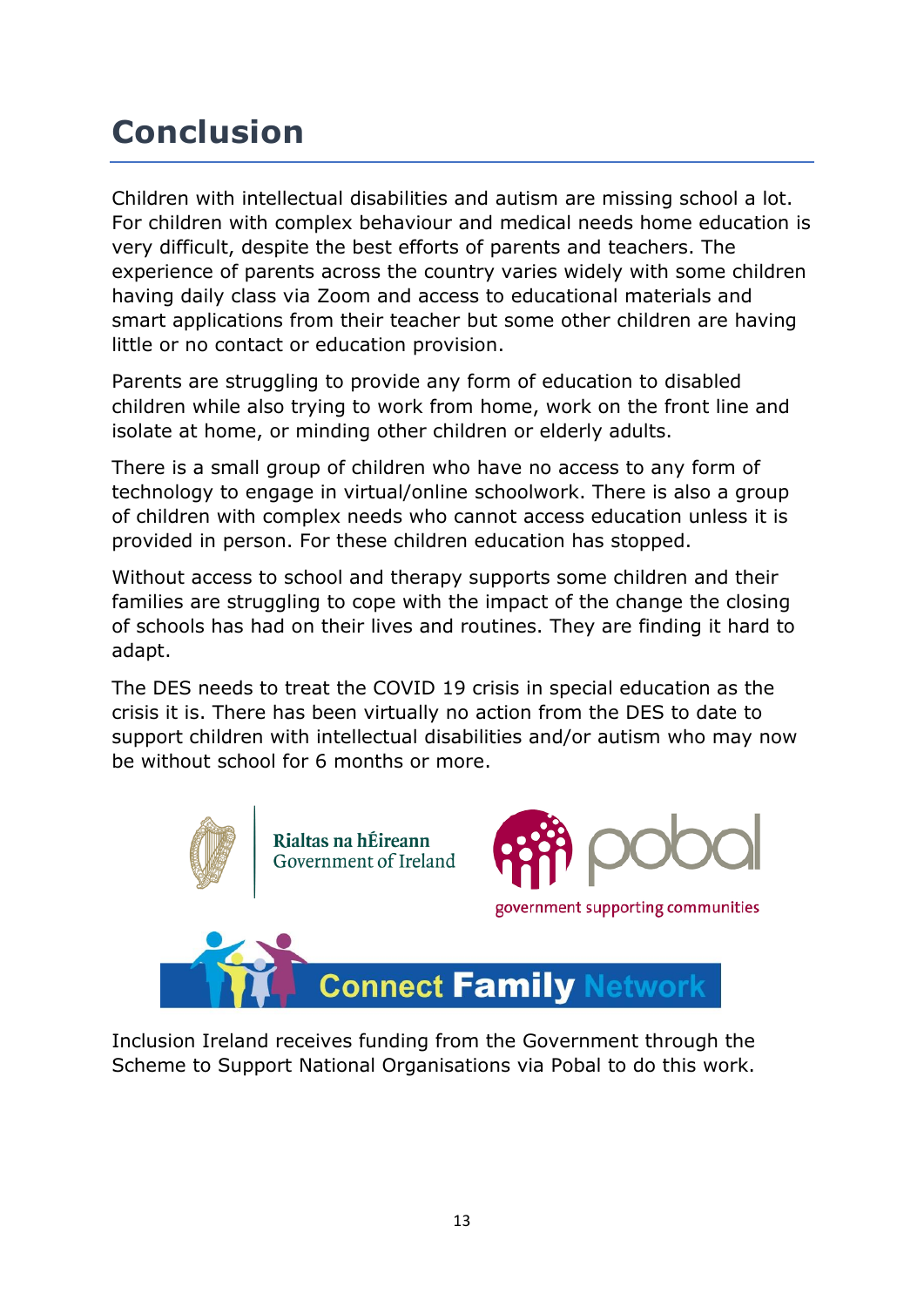# Conclusion

Children with intellectual disabilities and autism are missing school a lot. For children with complex behaviour and medical needs home education is very difficult, despite the best efforts of parents and teachers. The experience of parents across the country varies widely with some children having daily class via Zoom and access to educational materials and smart applications from their teacher but some other children are having little or no contact or education provision.

Parents are struggling to provide any form of education to disabled children while also trying to work from home, work on the front line and isolate at home, or minding other children or elderly adults.

There is a small group of children who have no access to any form of technology to engage in virtual/online schoolwork. There is also a group of children with complex needs who cannot access education unless it is provided in person. For these children education has stopped.

Without access to school and therapy supports some children and their families are struggling to cope with the impact of the change the closing of schools has had on their lives and routines. They are finding it hard to adapt.

The DES needs to treat the COVID 19 crisis in special education as the crisis it is. There has been virtually no action from the DES to date to support children with intellectual disabilities and/or autism who may now be without school for 6 months or more.

Rialtas na hÉireann
Government of Ireland

pobal
government supporting communities

Connect Family Network

Inclusion Ireland receives funding from the Government through the Scheme to Support National Organisations via Pobal to do this work.